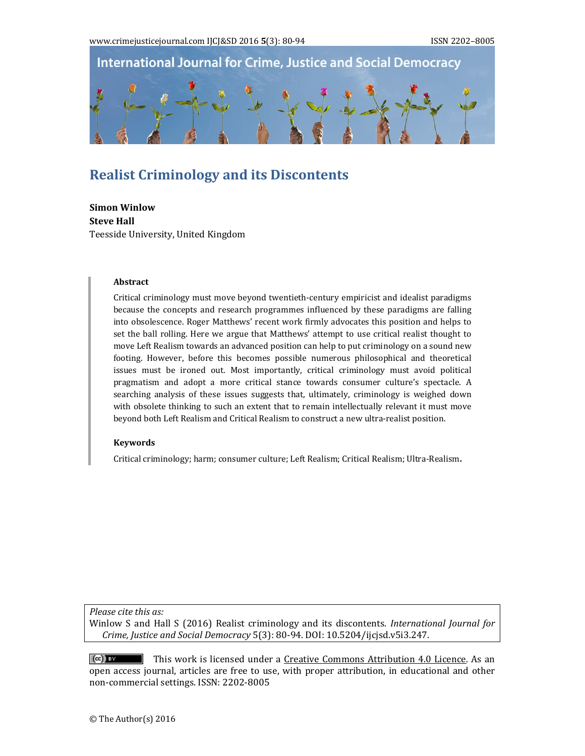# Realist Criminology and its Discontents

**Simon Winlow**
**Steve Hall**
Teesside University, United Kingdom

### Abstract

Critical criminology must move beyond twentieth-century empiricist and idealist paradigms because the concepts and research programmes influenced by these paradigms are falling into obsolescence. Roger Matthews' recent work firmly advocates this position and helps to set the ball rolling. Here we argue that Matthews' attempt to use critical realist thought to move Left Realism towards an advanced position can help to put criminology on a sound new footing. However, before this becomes possible numerous philosophical and theoretical issues must be ironed out. Most importantly, critical criminology must avoid political pragmatism and adopt a more critical stance towards consumer culture's spectacle. A searching analysis of these issues suggests that, ultimately, criminology is weighed down with obsolete thinking to such an extent that to remain intellectually relevant it must move beyond both Left Realism and Critical Realism to construct a new ultra-realist position.

### Keywords

Critical criminology; harm; consumer culture; Left Realism; Critical Realism; Ultra-Realism.

*Please cite this as:*
Winlow S and Hall S (2016) Realist criminology and its discontents. *International Journal for Crime, Justice and Social Democracy* 5(3): 80-94. DOI: 10.5204/ijcjsd.v5i3.247.

This work is licensed under a Creative Commons Attribution 4.0 Licence. As an open access journal, articles are free to use, with proper attribution, in educational and other non-commercial settings. ISSN: 2202-8005

© The Author(s) 2016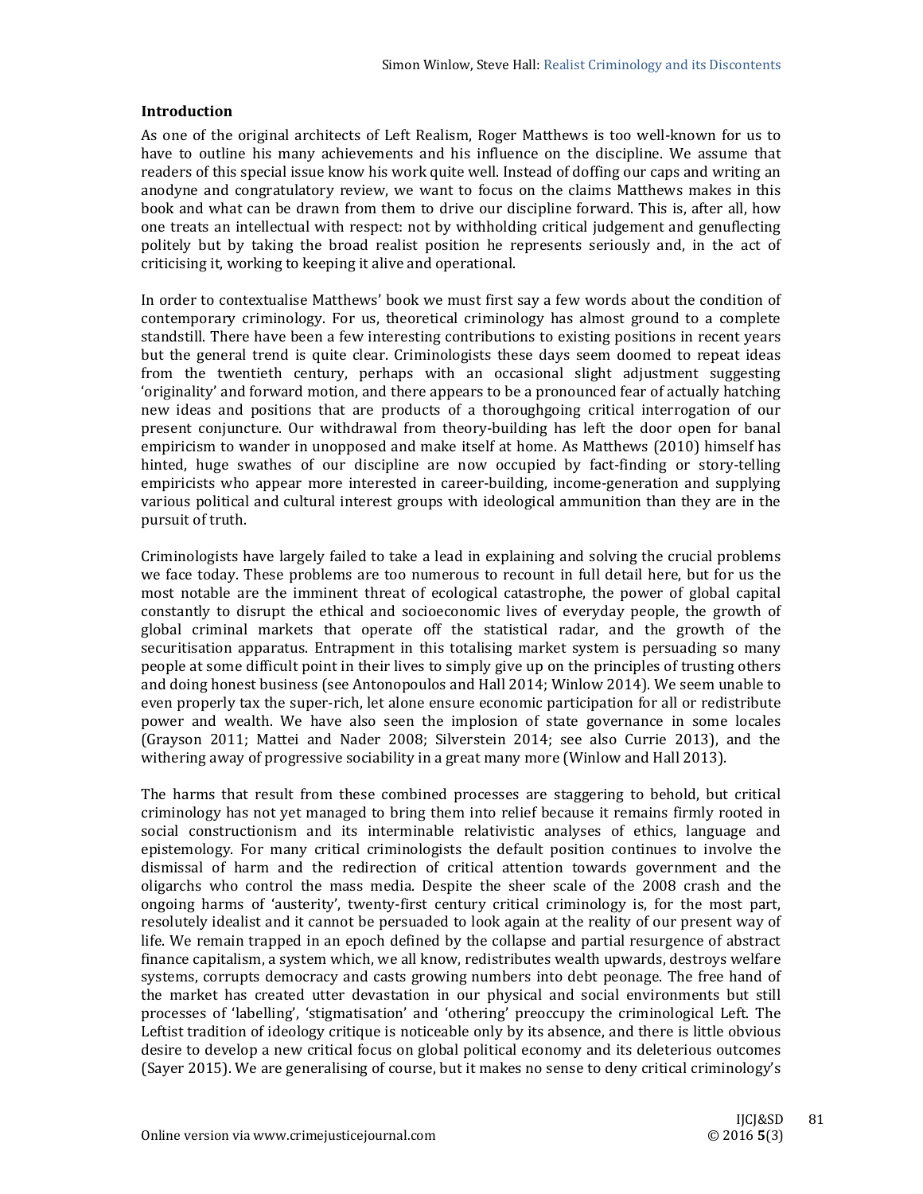## Introduction

As one of the original architects of Left Realism, Roger Matthews is too well-known for us to have to outline his many achievements and his influence on the discipline. We assume that readers of this special issue know his work quite well. Instead of doffing our caps and writing an anodyne and congratulatory review, we want to focus on the claims Matthews makes in this book and what can be drawn from them to drive our discipline forward. This is, after all, how one treats an intellectual with respect: not by withholding critical judgement and genuflecting politely but by taking the broad realist position he represents seriously and, in the act of criticising it, working to keeping it alive and operational.

In order to contextualise Matthews' book we must first say a few words about the condition of contemporary criminology. For us, theoretical criminology has almost ground to a complete standstill. There have been a few interesting contributions to existing positions in recent years but the general trend is quite clear. Criminologists these days seem doomed to repeat ideas from the twentieth century, perhaps with an occasional slight adjustment suggesting 'originality' and forward motion, and there appears to be a pronounced fear of actually hatching new ideas and positions that are products of a thoroughgoing critical interrogation of our present conjuncture. Our withdrawal from theory-building has left the door open for banal empiricism to wander in unopposed and make itself at home. As Matthews (2010) himself has hinted, huge swathes of our discipline are now occupied by fact-finding or story-telling empiricists who appear more interested in career-building, income-generation and supplying various political and cultural interest groups with ideological ammunition than they are in the pursuit of truth.

Criminologists have largely failed to take a lead in explaining and solving the crucial problems we face today. These problems are too numerous to recount in full detail here, but for us the most notable are the imminent threat of ecological catastrophe, the power of global capital constantly to disrupt the ethical and socioeconomic lives of everyday people, the growth of global criminal markets that operate off the statistical radar, and the growth of the securitisation apparatus. Entrapment in this totalising market system is persuading so many people at some difficult point in their lives to simply give up on the principles of trusting others and doing honest business (see Antonopoulos and Hall 2014; Winlow 2014). We seem unable to even properly tax the super-rich, let alone ensure economic participation for all or redistribute power and wealth. We have also seen the implosion of state governance in some locales (Grayson 2011; Mattei and Nader 2008; Silverstein 2014; see also Currie 2013), and the withering away of progressive sociability in a great many more (Winlow and Hall 2013).

The harms that result from these combined processes are staggering to behold, but critical criminology has not yet managed to bring them into relief because it remains firmly rooted in social constructionism and its interminable relativistic analyses of ethics, language and epistemology. For many critical criminologists the default position continues to involve the dismissal of harm and the redirection of critical attention towards government and the oligarchs who control the mass media. Despite the sheer scale of the 2008 crash and the ongoing harms of 'austerity', twenty-first century critical criminology is, for the most part, resolutely idealist and it cannot be persuaded to look again at the reality of our present way of life. We remain trapped in an epoch defined by the collapse and partial resurgence of abstract finance capitalism, a system which, we all know, redistributes wealth upwards, destroys welfare systems, corrupts democracy and casts growing numbers into debt peonage. The free hand of the market has created utter devastation in our physical and social environments but still processes of 'labelling', 'stigmatisation' and 'othering' preoccupy the criminological Left. The Leftist tradition of ideology critique is noticeable only by its absence, and there is little obvious desire to develop a new critical focus on global political economy and its deleterious outcomes (Sayer 2015). We are generalising of course, but it makes no sense to deny critical criminology's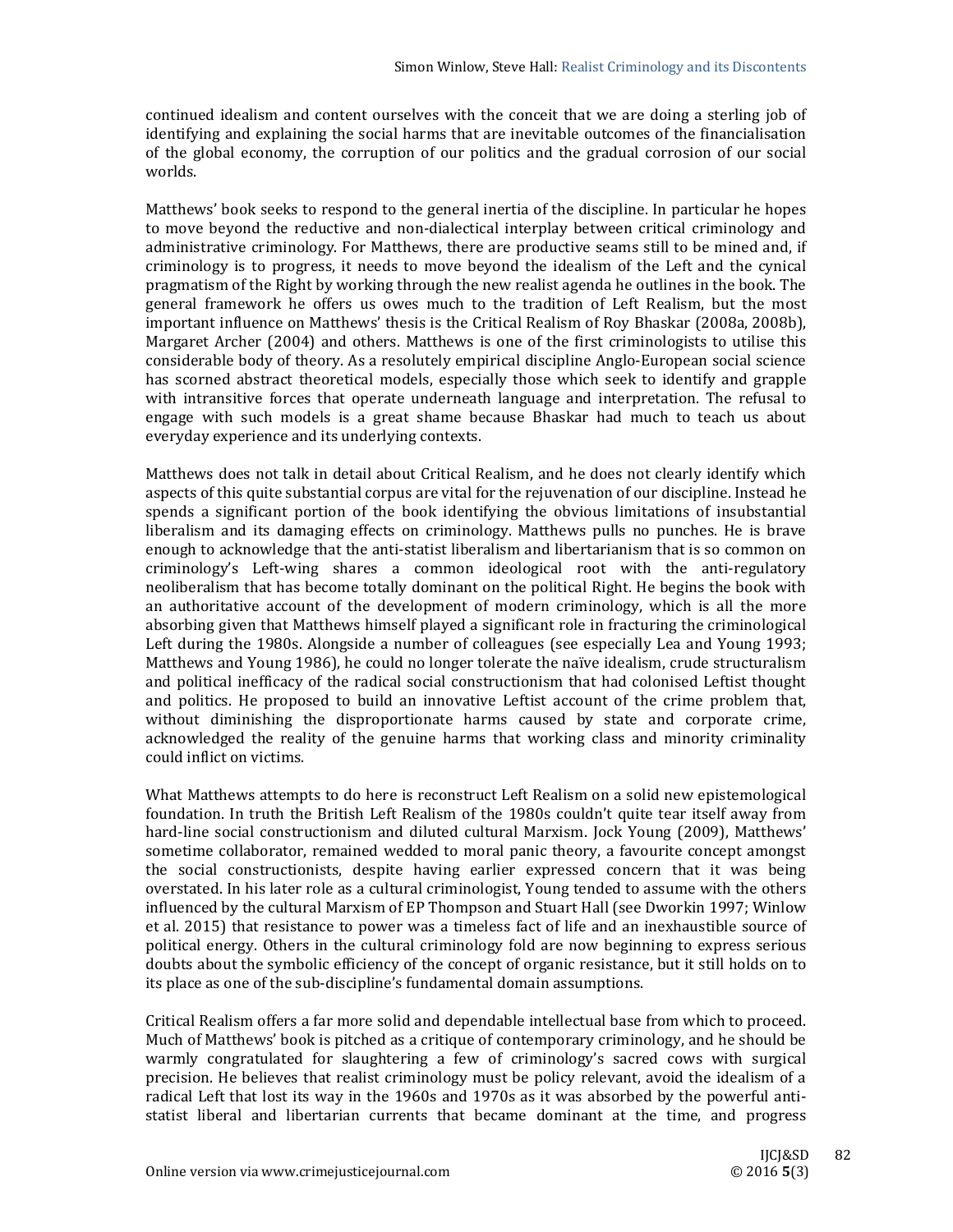continued idealism and content ourselves with the conceit that we are doing a sterling job of identifying and explaining the social harms that are inevitable outcomes of the financialisation of the global economy, the corruption of our politics and the gradual corrosion of our social worlds.

Matthews' book seeks to respond to the general inertia of the discipline. In particular he hopes to move beyond the reductive and non-dialectical interplay between critical criminology and administrative criminology. For Matthews, there are productive seams still to be mined and, if criminology is to progress, it needs to move beyond the idealism of the Left and the cynical pragmatism of the Right by working through the new realist agenda he outlines in the book. The general framework he offers us owes much to the tradition of Left Realism, but the most important influence on Matthews' thesis is the Critical Realism of Roy Bhaskar (2008a, 2008b), Margaret Archer (2004) and others. Matthews is one of the first criminologists to utilise this considerable body of theory. As a resolutely empirical discipline Anglo-European social science has scorned abstract theoretical models, especially those which seek to identify and grapple with intransitive forces that operate underneath language and interpretation. The refusal to engage with such models is a great shame because Bhaskar had much to teach us about everyday experience and its underlying contexts.

Matthews does not talk in detail about Critical Realism, and he does not clearly identify which aspects of this quite substantial corpus are vital for the rejuvenation of our discipline. Instead he spends a significant portion of the book identifying the obvious limitations of insubstantial liberalism and its damaging effects on criminology. Matthews pulls no punches. He is brave enough to acknowledge that the anti-statist liberalism and libertarianism that is so common on criminology's Left-wing shares a common ideological root with the anti-regulatory neoliberalism that has become totally dominant on the political Right. He begins the book with an authoritative account of the development of modern criminology, which is all the more absorbing given that Matthews himself played a significant role in fracturing the criminological Left during the 1980s. Alongside a number of colleagues (see especially Lea and Young 1993; Matthews and Young 1986), he could no longer tolerate the naïve idealism, crude structuralism and political inefficacy of the radical social constructionism that had colonised Leftist thought and politics. He proposed to build an innovative Leftist account of the crime problem that, without diminishing the disproportionate harms caused by state and corporate crime, acknowledged the reality of the genuine harms that working class and minority criminality could inflict on victims.

What Matthews attempts to do here is reconstruct Left Realism on a solid new epistemological foundation. In truth the British Left Realism of the 1980s couldn't quite tear itself away from hard-line social constructionism and diluted cultural Marxism. Jock Young (2009), Matthews' sometime collaborator, remained wedded to moral panic theory, a favourite concept amongst the social constructionists, despite having earlier expressed concern that it was being overstated. In his later role as a cultural criminologist, Young tended to assume with the others influenced by the cultural Marxism of EP Thompson and Stuart Hall (see Dworkin 1997; Winlow et al. 2015) that resistance to power was a timeless fact of life and an inexhaustible source of political energy. Others in the cultural criminology fold are now beginning to express serious doubts about the symbolic efficiency of the concept of organic resistance, but it still holds on to its place as one of the sub-discipline's fundamental domain assumptions.

Critical Realism offers a far more solid and dependable intellectual base from which to proceed. Much of Matthews' book is pitched as a critique of contemporary criminology, and he should be warmly congratulated for slaughtering a few of criminology's sacred cows with surgical precision. He believes that realist criminology must be policy relevant, avoid the idealism of a radical Left that lost its way in the 1960s and 1970s as it was absorbed by the powerful anti-statist liberal and libertarian currents that became dominant at the time, and progress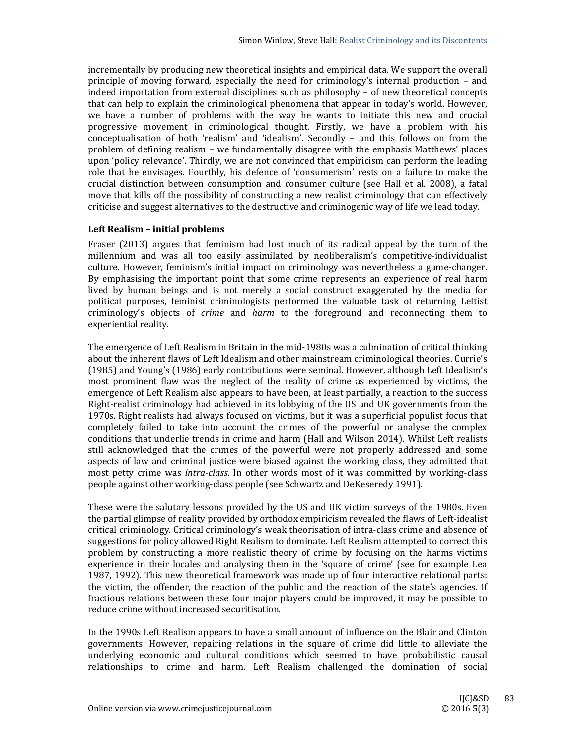incrementally by producing new theoretical insights and empirical data. We support the overall principle of moving forward, especially the need for criminology's internal production – and indeed importation from external disciplines such as philosophy – of new theoretical concepts that can help to explain the criminological phenomena that appear in today's world. However, we have a number of problems with the way he wants to initiate this new and crucial progressive movement in criminological thought. Firstly, we have a problem with his conceptualisation of both 'realism' and 'idealism'. Secondly – and this follows on from the problem of defining realism – we fundamentally disagree with the emphasis Matthews' places upon 'policy relevance'. Thirdly, we are not convinced that empiricism can perform the leading role that he envisages. Fourthly, his defence of 'consumerism' rests on a failure to make the crucial distinction between consumption and consumer culture (see Hall et al. 2008), a fatal move that kills off the possibility of constructing a new realist criminology that can effectively criticise and suggest alternatives to the destructive and criminogenic way of life we lead today.

## Left Realism – initial problems

Fraser (2013) argues that feminism had lost much of its radical appeal by the turn of the millennium and was all too easily assimilated by neoliberalism's competitive-individualist culture. However, feminism's initial impact on criminology was nevertheless a game-changer. By emphasising the important point that some crime represents an experience of real harm lived by human beings and is not merely a social construct exaggerated by the media for political purposes, feminist criminologists performed the valuable task of returning Leftist criminology's objects of *crime* and *harm* to the foreground and reconnecting them to experiential reality.

The emergence of Left Realism in Britain in the mid-1980s was a culmination of critical thinking about the inherent flaws of Left Idealism and other mainstream criminological theories. Currie's (1985) and Young's (1986) early contributions were seminal. However, although Left Idealism's most prominent flaw was the neglect of the reality of crime as experienced by victims, the emergence of Left Realism also appears to have been, at least partially, a reaction to the success Right-realist criminology had achieved in its lobbying of the US and UK governments from the 1970s. Right realists had always focused on victims, but it was a superficial populist focus that completely failed to take into account the crimes of the powerful or analyse the complex conditions that underlie trends in crime and harm (Hall and Wilson 2014). Whilst Left realists still acknowledged that the crimes of the powerful were not properly addressed and some aspects of law and criminal justice were biased against the working class, they admitted that most petty crime was *intra-class*. In other words most of it was committed by working-class people against other working-class people (see Schwartz and DeKeseredy 1991).

These were the salutary lessons provided by the US and UK victim surveys of the 1980s. Even the partial glimpse of reality provided by orthodox empiricism revealed the flaws of Left-idealist critical criminology. Critical criminology's weak theorisation of intra-class crime and absence of suggestions for policy allowed Right Realism to dominate. Left Realism attempted to correct this problem by constructing a more realistic theory of crime by focusing on the harms victims experience in their locales and analysing them in the 'square of crime' (see for example Lea 1987, 1992). This new theoretical framework was made up of four interactive relational parts: the victim, the offender, the reaction of the public and the reaction of the state's agencies. If fractious relations between these four major players could be improved, it may be possible to reduce crime without increased securitisation.

In the 1990s Left Realism appears to have a small amount of influence on the Blair and Clinton governments. However, repairing relations in the square of crime did little to alleviate the underlying economic and cultural conditions which seemed to have probabilistic causal relationships to crime and harm. Left Realism challenged the domination of social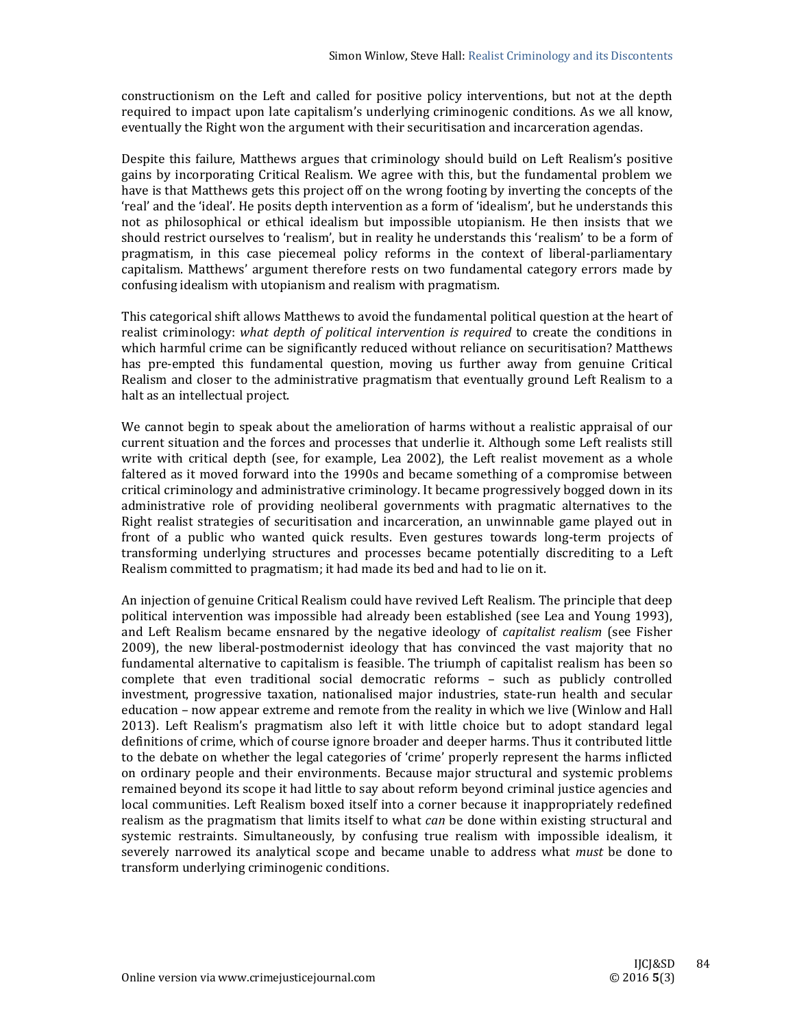constructionism on the Left and called for positive policy interventions, but not at the depth required to impact upon late capitalism's underlying criminogenic conditions. As we all know, eventually the Right won the argument with their securitisation and incarceration agendas.

Despite this failure, Matthews argues that criminology should build on Left Realism's positive gains by incorporating Critical Realism. We agree with this, but the fundamental problem we have is that Matthews gets this project off on the wrong footing by inverting the concepts of the 'real' and the 'ideal'. He posits depth intervention as a form of 'idealism', but he understands this not as philosophical or ethical idealism but impossible utopianism. He then insists that we should restrict ourselves to 'realism', but in reality he understands this 'realism' to be a form of pragmatism, in this case piecemeal policy reforms in the context of liberal-parliamentary capitalism. Matthews' argument therefore rests on two fundamental category errors made by confusing idealism with utopianism and realism with pragmatism.

This categorical shift allows Matthews to avoid the fundamental political question at the heart of realist criminology: *what depth of political intervention is required* to create the conditions in which harmful crime can be significantly reduced without reliance on securitisation? Matthews has pre-empted this fundamental question, moving us further away from genuine Critical Realism and closer to the administrative pragmatism that eventually ground Left Realism to a halt as an intellectual project.

We cannot begin to speak about the amelioration of harms without a realistic appraisal of our current situation and the forces and processes that underlie it. Although some Left realists still write with critical depth (see, for example, Lea 2002), the Left realist movement as a whole faltered as it moved forward into the 1990s and became something of a compromise between critical criminology and administrative criminology. It became progressively bogged down in its administrative role of providing neoliberal governments with pragmatic alternatives to the Right realist strategies of securitisation and incarceration, an unwinnable game played out in front of a public who wanted quick results. Even gestures towards long-term projects of transforming underlying structures and processes became potentially discrediting to a Left Realism committed to pragmatism; it had made its bed and had to lie on it.

An injection of genuine Critical Realism could have revived Left Realism. The principle that deep political intervention was impossible had already been established (see Lea and Young 1993), and Left Realism became ensnared by the negative ideology of *capitalist realism* (see Fisher 2009), the new liberal-postmodernist ideology that has convinced the vast majority that no fundamental alternative to capitalism is feasible. The triumph of capitalist realism has been so complete that even traditional social democratic reforms – such as publicly controlled investment, progressive taxation, nationalised major industries, state-run health and secular education – now appear extreme and remote from the reality in which we live (Winlow and Hall 2013). Left Realism's pragmatism also left it with little choice but to adopt standard legal definitions of crime, which of course ignore broader and deeper harms. Thus it contributed little to the debate on whether the legal categories of 'crime' properly represent the harms inflicted on ordinary people and their environments. Because major structural and systemic problems remained beyond its scope it had little to say about reform beyond criminal justice agencies and local communities. Left Realism boxed itself into a corner because it inappropriately redefined realism as the pragmatism that limits itself to what *can* be done within existing structural and systemic restraints. Simultaneously, by confusing true realism with impossible idealism, it severely narrowed its analytical scope and became unable to address what *must* be done to transform underlying criminogenic conditions.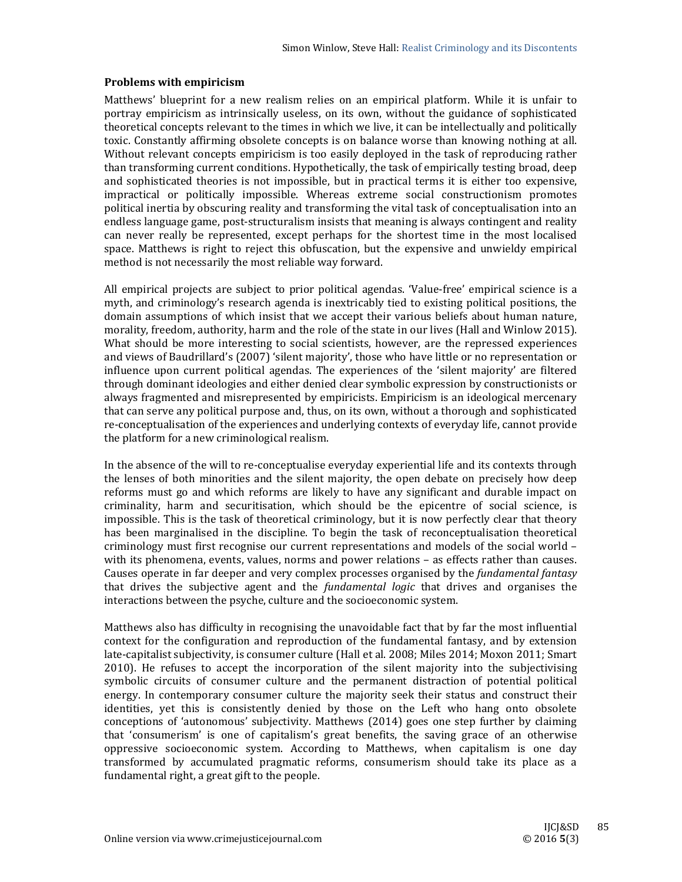### Problems with empiricism

Matthews' blueprint for a new realism relies on an empirical platform. While it is unfair to portray empiricism as intrinsically useless, on its own, without the guidance of sophisticated theoretical concepts relevant to the times in which we live, it can be intellectually and politically toxic. Constantly affirming obsolete concepts is on balance worse than knowing nothing at all. Without relevant concepts empiricism is too easily deployed in the task of reproducing rather than transforming current conditions. Hypothetically, the task of empirically testing broad, deep and sophisticated theories is not impossible, but in practical terms it is either too expensive, impractical or politically impossible. Whereas extreme social constructionism promotes political inertia by obscuring reality and transforming the vital task of conceptualisation into an endless language game, post-structuralism insists that meaning is always contingent and reality can never really be represented, except perhaps for the shortest time in the most localised space. Matthews is right to reject this obfuscation, but the expensive and unwieldy empirical method is not necessarily the most reliable way forward.

All empirical projects are subject to prior political agendas. 'Value-free' empirical science is a myth, and criminology's research agenda is inextricably tied to existing political positions, the domain assumptions of which insist that we accept their various beliefs about human nature, morality, freedom, authority, harm and the role of the state in our lives (Hall and Winlow 2015). What should be more interesting to social scientists, however, are the repressed experiences and views of Baudrillard's (2007) 'silent majority', those who have little or no representation or influence upon current political agendas. The experiences of the 'silent majority' are filtered through dominant ideologies and either denied clear symbolic expression by constructionists or always fragmented and misrepresented by empiricists. Empiricism is an ideological mercenary that can serve any political purpose and, thus, on its own, without a thorough and sophisticated re-conceptualisation of the experiences and underlying contexts of everyday life, cannot provide the platform for a new criminological realism.

In the absence of the will to re-conceptualise everyday experiential life and its contexts through the lenses of both minorities and the silent majority, the open debate on precisely how deep reforms must go and which reforms are likely to have any significant and durable impact on criminality, harm and securitisation, which should be the epicentre of social science, is impossible. This is the task of theoretical criminology, but it is now perfectly clear that theory has been marginalised in the discipline. To begin the task of reconceptualisation theoretical criminology must first recognise our current representations and models of the social world – with its phenomena, events, values, norms and power relations – as effects rather than causes. Causes operate in far deeper and very complex processes organised by the *fundamental fantasy* that drives the subjective agent and the *fundamental logic* that drives and organises the interactions between the psyche, culture and the socioeconomic system.

Matthews also has difficulty in recognising the unavoidable fact that by far the most influential context for the configuration and reproduction of the fundamental fantasy, and by extension late-capitalist subjectivity, is consumer culture (Hall et al. 2008; Miles 2014; Moxon 2011; Smart 2010). He refuses to accept the incorporation of the silent majority into the subjectivising symbolic circuits of consumer culture and the permanent distraction of potential political energy. In contemporary consumer culture the majority seek their status and construct their identities, yet this is consistently denied by those on the Left who hang onto obsolete conceptions of 'autonomous' subjectivity. Matthews (2014) goes one step further by claiming that 'consumerism' is one of capitalism's great benefits, the saving grace of an otherwise oppressive socioeconomic system. According to Matthews, when capitalism is one day transformed by accumulated pragmatic reforms, consumerism should take its place as a fundamental right, a great gift to the people.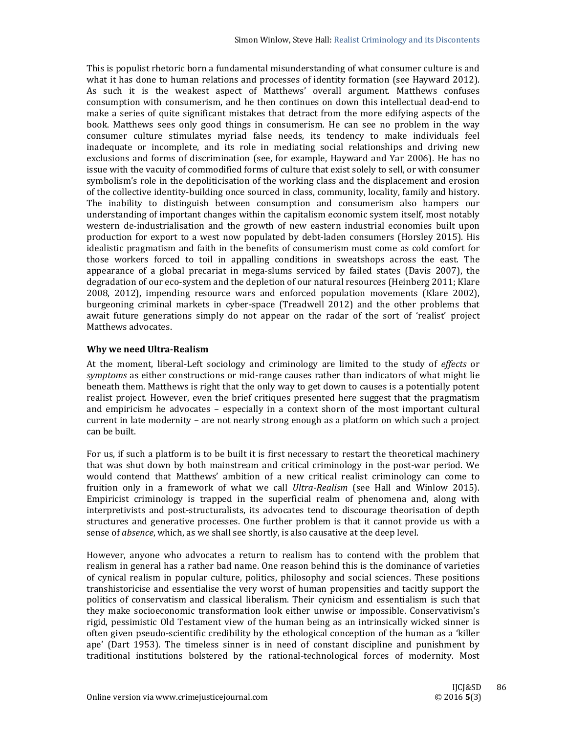This is populist rhetoric born a fundamental misunderstanding of what consumer culture is and what it has done to human relations and processes of identity formation (see Hayward 2012). As such it is the weakest aspect of Matthews' overall argument. Matthews confuses consumption with consumerism, and he then continues on down this intellectual dead-end to make a series of quite significant mistakes that detract from the more edifying aspects of the book. Matthews sees only good things in consumerism. He can see no problem in the way consumer culture stimulates myriad false needs, its tendency to make individuals feel inadequate or incomplete, and its role in mediating social relationships and driving new exclusions and forms of discrimination (see, for example, Hayward and Yar 2006). He has no issue with the vacuity of commodified forms of culture that exist solely to sell, or with consumer symbolism's role in the depoliticisation of the working class and the displacement and erosion of the collective identity-building once sourced in class, community, locality, family and history. The inability to distinguish between consumption and consumerism also hampers our understanding of important changes within the capitalism economic system itself, most notably western de-industrialisation and the growth of new eastern industrial economies built upon production for export to a west now populated by debt-laden consumers (Horsley 2015). His idealistic pragmatism and faith in the benefits of consumerism must come as cold comfort for those workers forced to toil in appalling conditions in sweatshops across the east. The appearance of a global precariat in mega-slums serviced by failed states (Davis 2007), the degradation of our eco-system and the depletion of our natural resources (Heinberg 2011; Klare 2008, 2012), impending resource wars and enforced population movements (Klare 2002), burgeoning criminal markets in cyber-space (Treadwell 2012) and the other problems that await future generations simply do not appear on the radar of the sort of 'realist' project Matthews advocates.

## Why we need Ultra-Realism

At the moment, liberal-Left sociology and criminology are limited to the study of *effects* or *symptoms* as either constructions or mid-range causes rather than indicators of what might lie beneath them. Matthews is right that the only way to get down to causes is a potentially potent realist project. However, even the brief critiques presented here suggest that the pragmatism and empiricism he advocates – especially in a context shorn of the most important cultural current in late modernity – are not nearly strong enough as a platform on which such a project can be built.

For us, if such a platform is to be built it is first necessary to restart the theoretical machinery that was shut down by both mainstream and critical criminology in the post-war period. We would contend that Matthews' ambition of a new critical realist criminology can come to fruition only in a framework of what we call *Ultra-Realism* (see Hall and Winlow 2015). Empiricist criminology is trapped in the superficial realm of phenomena and, along with interpretivists and post-structuralists, its advocates tend to discourage theorisation of depth structures and generative processes. One further problem is that it cannot provide us with a sense of *absence*, which, as we shall see shortly, is also causative at the deep level.

However, anyone who advocates a return to realism has to contend with the problem that realism in general has a rather bad name. One reason behind this is the dominance of varieties of cynical realism in popular culture, politics, philosophy and social sciences. These positions transhistoricise and essentialise the very worst of human propensities and tacitly support the politics of conservatism and classical liberalism. Their cynicism and essentialism is such that they make socioeconomic transformation look either unwise or impossible. Conservativism's rigid, pessimistic Old Testament view of the human being as an intrinsically wicked sinner is often given pseudo-scientific credibility by the ethological conception of the human as a 'killer ape' (Dart 1953). The timeless sinner is in need of constant discipline and punishment by traditional institutions bolstered by the rational-technological forces of modernity. Most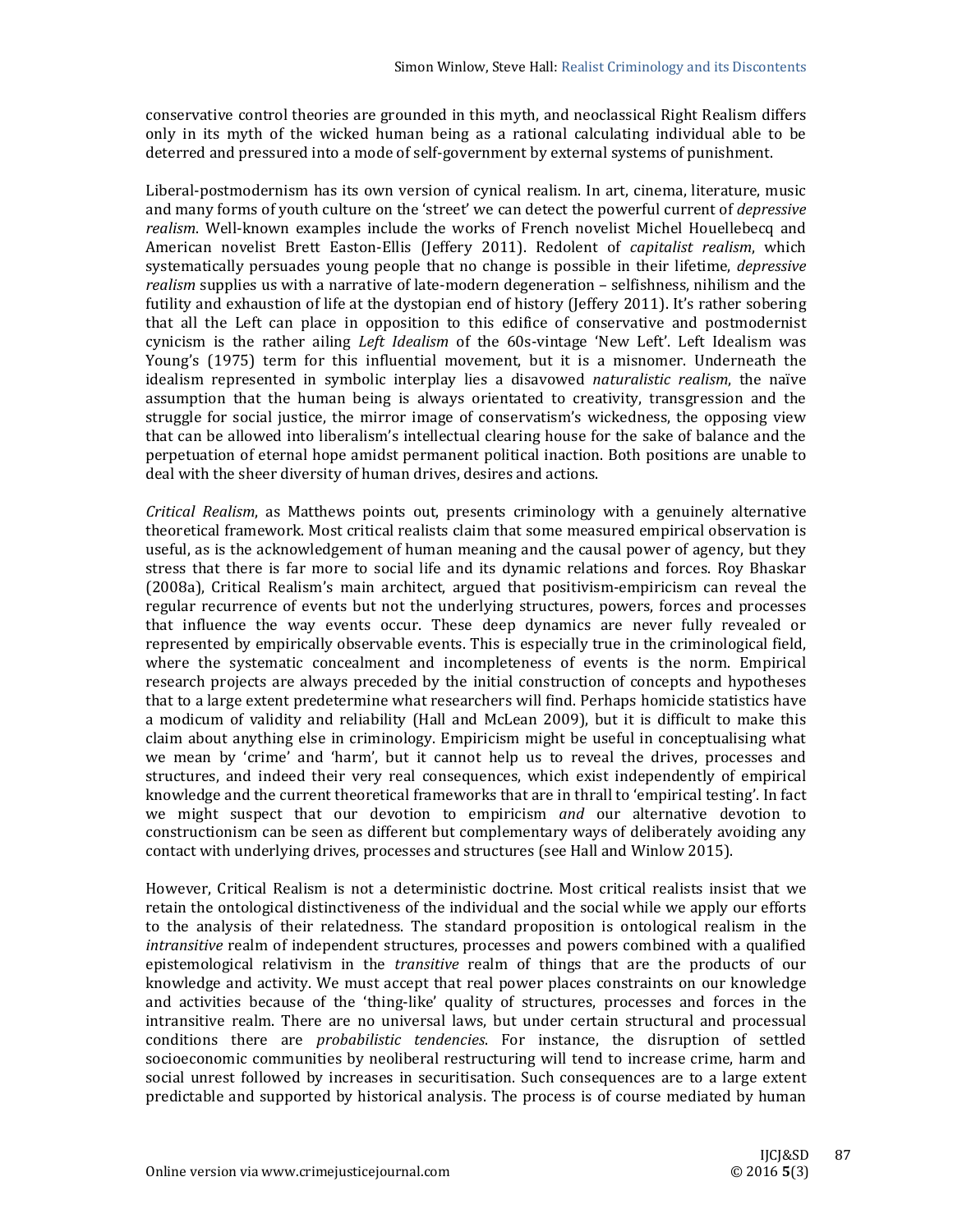conservative control theories are grounded in this myth, and neoclassical Right Realism differs only in its myth of the wicked human being as a rational calculating individual able to be deterred and pressured into a mode of self-government by external systems of punishment.

Liberal-postmodernism has its own version of cynical realism. In art, cinema, literature, music and many forms of youth culture on the 'street' we can detect the powerful current of *depressive realism*. Well-known examples include the works of French novelist Michel Houellebecq and American novelist Brett Easton-Ellis (Jeffery 2011). Redolent of *capitalist realism*, which systematically persuades young people that no change is possible in their lifetime, *depressive realism* supplies us with a narrative of late-modern degeneration – selfishness, nihilism and the futility and exhaustion of life at the dystopian end of history (Jeffery 2011). It's rather sobering that all the Left can place in opposition to this edifice of conservative and postmodernist cynicism is the rather ailing *Left Idealism* of the 60s-vintage 'New Left'. Left Idealism was Young's (1975) term for this influential movement, but it is a misnomer. Underneath the idealism represented in symbolic interplay lies a disavowed *naturalistic realism*, the naïve assumption that the human being is always orientated to creativity, transgression and the struggle for social justice, the mirror image of conservatism's wickedness, the opposing view that can be allowed into liberalism's intellectual clearing house for the sake of balance and the perpetuation of eternal hope amidst permanent political inaction. Both positions are unable to deal with the sheer diversity of human drives, desires and actions.

*Critical Realism*, as Matthews points out, presents criminology with a genuinely alternative theoretical framework. Most critical realists claim that some measured empirical observation is useful, as is the acknowledgement of human meaning and the causal power of agency, but they stress that there is far more to social life and its dynamic relations and forces. Roy Bhaskar (2008a), Critical Realism's main architect, argued that positivism-empiricism can reveal the regular recurrence of events but not the underlying structures, powers, forces and processes that influence the way events occur. These deep dynamics are never fully revealed or represented by empirically observable events. This is especially true in the criminological field, where the systematic concealment and incompleteness of events is the norm. Empirical research projects are always preceded by the initial construction of concepts and hypotheses that to a large extent predetermine what researchers will find. Perhaps homicide statistics have a modicum of validity and reliability (Hall and McLean 2009), but it is difficult to make this claim about anything else in criminology. Empiricism might be useful in conceptualising what we mean by 'crime' and 'harm', but it cannot help us to reveal the drives, processes and structures, and indeed their very real consequences, which exist independently of empirical knowledge and the current theoretical frameworks that are in thrall to 'empirical testing'. In fact we might suspect that our devotion to empiricism *and* our alternative devotion to constructionism can be seen as different but complementary ways of deliberately avoiding any contact with underlying drives, processes and structures (see Hall and Winlow 2015).

However, Critical Realism is not a deterministic doctrine. Most critical realists insist that we retain the ontological distinctiveness of the individual and the social while we apply our efforts to the analysis of their relatedness. The standard proposition is ontological realism in the *intransitive* realm of independent structures, processes and powers combined with a qualified epistemological relativism in the *transitive* realm of things that are the products of our knowledge and activity. We must accept that real power places constraints on our knowledge and activities because of the 'thing-like' quality of structures, processes and forces in the intransitive realm. There are no universal laws, but under certain structural and processual conditions there are *probabilistic tendencies*. For instance, the disruption of settled socioeconomic communities by neoliberal restructuring will tend to increase crime, harm and social unrest followed by increases in securitisation. Such consequences are to a large extent predictable and supported by historical analysis. The process is of course mediated by human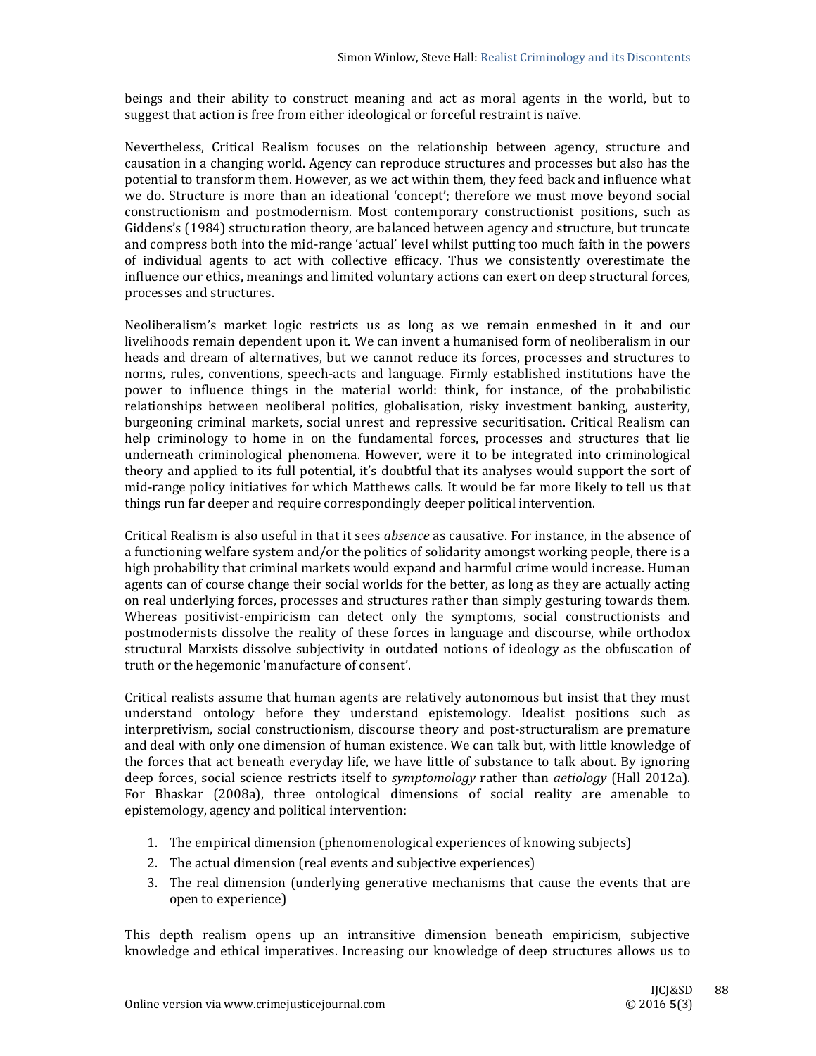beings and their ability to construct meaning and act as moral agents in the world, but to suggest that action is free from either ideological or forceful restraint is naïve.

Nevertheless, Critical Realism focuses on the relationship between agency, structure and causation in a changing world. Agency can reproduce structures and processes but also has the potential to transform them. However, as we act within them, they feed back and influence what we do. Structure is more than an ideational 'concept'; therefore we must move beyond social constructionism and postmodernism. Most contemporary constructionist positions, such as Giddens's (1984) structuration theory, are balanced between agency and structure, but truncate and compress both into the mid-range 'actual' level whilst putting too much faith in the powers of individual agents to act with collective efficacy. Thus we consistently overestimate the influence our ethics, meanings and limited voluntary actions can exert on deep structural forces, processes and structures.

Neoliberalism's market logic restricts us as long as we remain enmeshed in it and our livelihoods remain dependent upon it. We can invent a humanised form of neoliberalism in our heads and dream of alternatives, but we cannot reduce its forces, processes and structures to norms, rules, conventions, speech-acts and language. Firmly established institutions have the power to influence things in the material world: think, for instance, of the probabilistic relationships between neoliberal politics, globalisation, risky investment banking, austerity, burgeoning criminal markets, social unrest and repressive securitisation. Critical Realism can help criminology to home in on the fundamental forces, processes and structures that lie underneath criminological phenomena. However, were it to be integrated into criminological theory and applied to its full potential, it's doubtful that its analyses would support the sort of mid-range policy initiatives for which Matthews calls. It would be far more likely to tell us that things run far deeper and require correspondingly deeper political intervention.

Critical Realism is also useful in that it sees *absence* as causative. For instance, in the absence of a functioning welfare system and/or the politics of solidarity amongst working people, there is a high probability that criminal markets would expand and harmful crime would increase. Human agents can of course change their social worlds for the better, as long as they are actually acting on real underlying forces, processes and structures rather than simply gesturing towards them. Whereas positivist-empiricism can detect only the symptoms, social constructionists and postmodernists dissolve the reality of these forces in language and discourse, while orthodox structural Marxists dissolve subjectivity in outdated notions of ideology as the obfuscation of truth or the hegemonic 'manufacture of consent'.

Critical realists assume that human agents are relatively autonomous but insist that they must understand ontology before they understand epistemology. Idealist positions such as interpretivism, social constructionism, discourse theory and post-structuralism are premature and deal with only one dimension of human existence. We can talk but, with little knowledge of the forces that act beneath everyday life, we have little of substance to talk about. By ignoring deep forces, social science restricts itself to *symptomology* rather than *aetiology* (Hall 2012a). For Bhaskar (2008a), three ontological dimensions of social reality are amenable to epistemology, agency and political intervention:

1. The empirical dimension (phenomenological experiences of knowing subjects)
2. The actual dimension (real events and subjective experiences)
3. The real dimension (underlying generative mechanisms that cause the events that are open to experience)

This depth realism opens up an intransitive dimension beneath empiricism, subjective knowledge and ethical imperatives. Increasing our knowledge of deep structures allows us to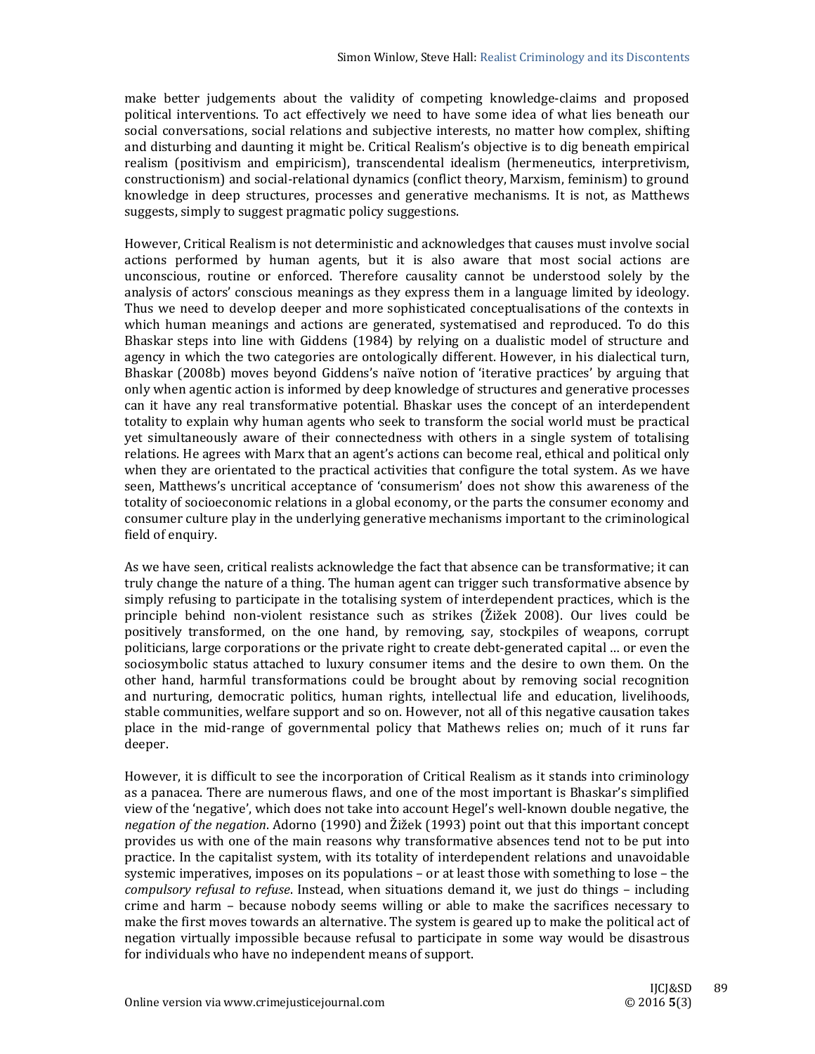make better judgements about the validity of competing knowledge-claims and proposed political interventions. To act effectively we need to have some idea of what lies beneath our social conversations, social relations and subjective interests, no matter how complex, shifting and disturbing and daunting it might be. Critical Realism's objective is to dig beneath empirical realism (positivism and empiricism), transcendental idealism (hermeneutics, interpretivism, constructionism) and social-relational dynamics (conflict theory, Marxism, feminism) to ground knowledge in deep structures, processes and generative mechanisms. It is not, as Matthews suggests, simply to suggest pragmatic policy suggestions.

However, Critical Realism is not deterministic and acknowledges that causes must involve social actions performed by human agents, but it is also aware that most social actions are unconscious, routine or enforced. Therefore causality cannot be understood solely by the analysis of actors' conscious meanings as they express them in a language limited by ideology. Thus we need to develop deeper and more sophisticated conceptualisations of the contexts in which human meanings and actions are generated, systematised and reproduced. To do this Bhaskar steps into line with Giddens (1984) by relying on a dualistic model of structure and agency in which the two categories are ontologically different. However, in his dialectical turn, Bhaskar (2008b) moves beyond Giddens's naïve notion of 'iterative practices' by arguing that only when agentic action is informed by deep knowledge of structures and generative processes can it have any real transformative potential. Bhaskar uses the concept of an interdependent totality to explain why human agents who seek to transform the social world must be practical yet simultaneously aware of their connectedness with others in a single system of totalising relations. He agrees with Marx that an agent's actions can become real, ethical and political only when they are orientated to the practical activities that configure the total system. As we have seen, Matthews's uncritical acceptance of 'consumerism' does not show this awareness of the totality of socioeconomic relations in a global economy, or the parts the consumer economy and consumer culture play in the underlying generative mechanisms important to the criminological field of enquiry.

As we have seen, critical realists acknowledge the fact that absence can be transformative; it can truly change the nature of a thing. The human agent can trigger such transformative absence by simply refusing to participate in the totalising system of interdependent practices, which is the principle behind non-violent resistance such as strikes (Žižek 2008). Our lives could be positively transformed, on the one hand, by removing, say, stockpiles of weapons, corrupt politicians, large corporations or the private right to create debt-generated capital … or even the sociosymbolic status attached to luxury consumer items and the desire to own them. On the other hand, harmful transformations could be brought about by removing social recognition and nurturing, democratic politics, human rights, intellectual life and education, livelihoods, stable communities, welfare support and so on. However, not all of this negative causation takes place in the mid-range of governmental policy that Mathews relies on; much of it runs far deeper.

However, it is difficult to see the incorporation of Critical Realism as it stands into criminology as a panacea. There are numerous flaws, and one of the most important is Bhaskar's simplified view of the 'negative', which does not take into account Hegel's well-known double negative, the *negation of the negation*. Adorno (1990) and Žižek (1993) point out that this important concept provides us with one of the main reasons why transformative absences tend not to be put into practice. In the capitalist system, with its totality of interdependent relations and unavoidable systemic imperatives, imposes on its populations – or at least those with something to lose – the *compulsory refusal to refuse*. Instead, when situations demand it, we just do things – including crime and harm – because nobody seems willing or able to make the sacrifices necessary to make the first moves towards an alternative. The system is geared up to make the political act of negation virtually impossible because refusal to participate in some way would be disastrous for individuals who have no independent means of support.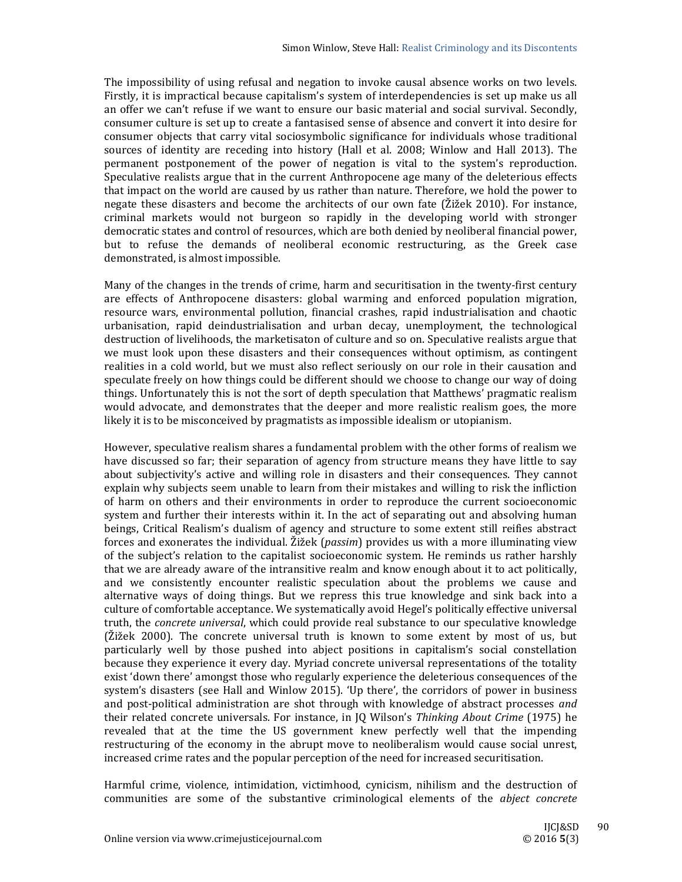The impossibility of using refusal and negation to invoke causal absence works on two levels. Firstly, it is impractical because capitalism's system of interdependencies is set up make us all an offer we can't refuse if we want to ensure our basic material and social survival. Secondly, consumer culture is set up to create a fantasised sense of absence and convert it into desire for consumer objects that carry vital sociosymbolic significance for individuals whose traditional sources of identity are receding into history (Hall et al. 2008; Winlow and Hall 2013). The permanent postponement of the power of negation is vital to the system's reproduction. Speculative realists argue that in the current Anthropocene age many of the deleterious effects that impact on the world are caused by us rather than nature. Therefore, we hold the power to negate these disasters and become the architects of our own fate (Žižek 2010). For instance, criminal markets would not burgeon so rapidly in the developing world with stronger democratic states and control of resources, which are both denied by neoliberal financial power, but to refuse the demands of neoliberal economic restructuring, as the Greek case demonstrated, is almost impossible.

Many of the changes in the trends of crime, harm and securitisation in the twenty-first century are effects of Anthropocene disasters: global warming and enforced population migration, resource wars, environmental pollution, financial crashes, rapid industrialisation and chaotic urbanisation, rapid deindustrialisation and urban decay, unemployment, the technological destruction of livelihoods, the marketisaton of culture and so on. Speculative realists argue that we must look upon these disasters and their consequences without optimism, as contingent realities in a cold world, but we must also reflect seriously on our role in their causation and speculate freely on how things could be different should we choose to change our way of doing things. Unfortunately this is not the sort of depth speculation that Matthews' pragmatic realism would advocate, and demonstrates that the deeper and more realistic realism goes, the more likely it is to be misconceived by pragmatists as impossible idealism or utopianism.

However, speculative realism shares a fundamental problem with the other forms of realism we have discussed so far; their separation of agency from structure means they have little to say about subjectivity's active and willing role in disasters and their consequences. They cannot explain why subjects seem unable to learn from their mistakes and willing to risk the infliction of harm on others and their environments in order to reproduce the current socioeconomic system and further their interests within it. In the act of separating out and absolving human beings, Critical Realism's dualism of agency and structure to some extent still reifies abstract forces and exonerates the individual. Žižek (*passim*) provides us with a more illuminating view of the subject's relation to the capitalist socioeconomic system. He reminds us rather harshly that we are already aware of the intransitive realm and know enough about it to act politically, and we consistently encounter realistic speculation about the problems we cause and alternative ways of doing things. But we repress this true knowledge and sink back into a culture of comfortable acceptance. We systematically avoid Hegel's politically effective universal truth, the *concrete universal*, which could provide real substance to our speculative knowledge (Žižek 2000). The concrete universal truth is known to some extent by most of us, but particularly well by those pushed into abject positions in capitalism's social constellation because they experience it every day. Myriad concrete universal representations of the totality exist 'down there' amongst those who regularly experience the deleterious consequences of the system's disasters (see Hall and Winlow 2015). 'Up there', the corridors of power in business and post-political administration are shot through with knowledge of abstract processes *and* their related concrete universals. For instance, in JQ Wilson's *Thinking About Crime* (1975) he revealed that at the time the US government knew perfectly well that the impending restructuring of the economy in the abrupt move to neoliberalism would cause social unrest, increased crime rates and the popular perception of the need for increased securitisation.

Harmful crime, violence, intimidation, victimhood, cynicism, nihilism and the destruction of communities are some of the substantive criminological elements of the *abject concrete*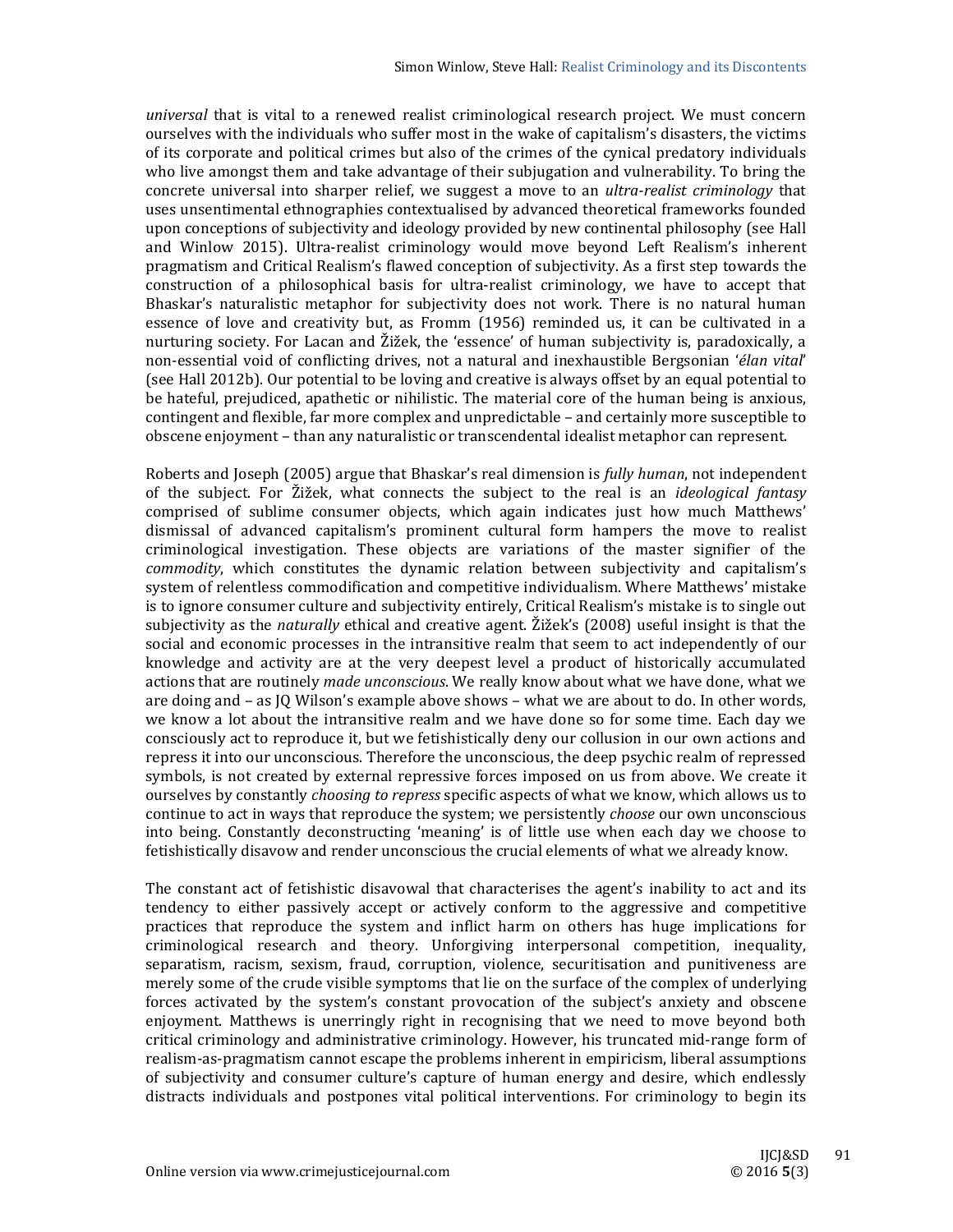*universal* that is vital to a renewed realist criminological research project. We must concern ourselves with the individuals who suffer most in the wake of capitalism's disasters, the victims of its corporate and political crimes but also of the crimes of the cynical predatory individuals who live amongst them and take advantage of their subjugation and vulnerability. To bring the concrete universal into sharper relief, we suggest a move to an *ultra-realist criminology* that uses unsentimental ethnographies contextualised by advanced theoretical frameworks founded upon conceptions of subjectivity and ideology provided by new continental philosophy (see Hall and Winlow 2015). Ultra-realist criminology would move beyond Left Realism's inherent pragmatism and Critical Realism's flawed conception of subjectivity. As a first step towards the construction of a philosophical basis for ultra-realist criminology, we have to accept that Bhaskar's naturalistic metaphor for subjectivity does not work. There is no natural human essence of love and creativity but, as Fromm (1956) reminded us, it can be cultivated in a nurturing society. For Lacan and Žižek, the 'essence' of human subjectivity is, paradoxically, a non-essential void of conflicting drives, not a natural and inexhaustible Bergsonian '*élan vital*' (see Hall 2012b). Our potential to be loving and creative is always offset by an equal potential to be hateful, prejudiced, apathetic or nihilistic. The material core of the human being is anxious, contingent and flexible, far more complex and unpredictable – and certainly more susceptible to obscene enjoyment – than any naturalistic or transcendental idealist metaphor can represent.

Roberts and Joseph (2005) argue that Bhaskar's real dimension is *fully human*, not independent of the subject. For Žižek, what connects the subject to the real is an *ideological fantasy* comprised of sublime consumer objects, which again indicates just how much Matthews' dismissal of advanced capitalism's prominent cultural form hampers the move to realist criminological investigation. These objects are variations of the master signifier of the *commodity*, which constitutes the dynamic relation between subjectivity and capitalism's system of relentless commodification and competitive individualism. Where Matthews' mistake is to ignore consumer culture and subjectivity entirely, Critical Realism's mistake is to single out subjectivity as the *naturally* ethical and creative agent. Žižek's (2008) useful insight is that the social and economic processes in the intransitive realm that seem to act independently of our knowledge and activity are at the very deepest level a product of historically accumulated actions that are routinely *made unconscious*. We really know about what we have done, what we are doing and – as JQ Wilson's example above shows – what we are about to do. In other words, we know a lot about the intransitive realm and we have done so for some time. Each day we consciously act to reproduce it, but we fetishistically deny our collusion in our own actions and repress it into our unconscious. Therefore the unconscious, the deep psychic realm of repressed symbols, is not created by external repressive forces imposed on us from above. We create it ourselves by constantly *choosing to repress* specific aspects of what we know, which allows us to continue to act in ways that reproduce the system; we persistently *choose* our own unconscious into being. Constantly deconstructing 'meaning' is of little use when each day we choose to fetishistically disavow and render unconscious the crucial elements of what we already know.

The constant act of fetishistic disavowal that characterises the agent's inability to act and its tendency to either passively accept or actively conform to the aggressive and competitive practices that reproduce the system and inflict harm on others has huge implications for criminological research and theory. Unforgiving interpersonal competition, inequality, separatism, racism, sexism, fraud, corruption, violence, securitisation and punitiveness are merely some of the crude visible symptoms that lie on the surface of the complex of underlying forces activated by the system's constant provocation of the subject's anxiety and obscene enjoyment. Matthews is unerringly right in recognising that we need to move beyond both critical criminology and administrative criminology. However, his truncated mid-range form of realism-as-pragmatism cannot escape the problems inherent in empiricism, liberal assumptions of subjectivity and consumer culture's capture of human energy and desire, which endlessly distracts individuals and postpones vital political interventions. For criminology to begin its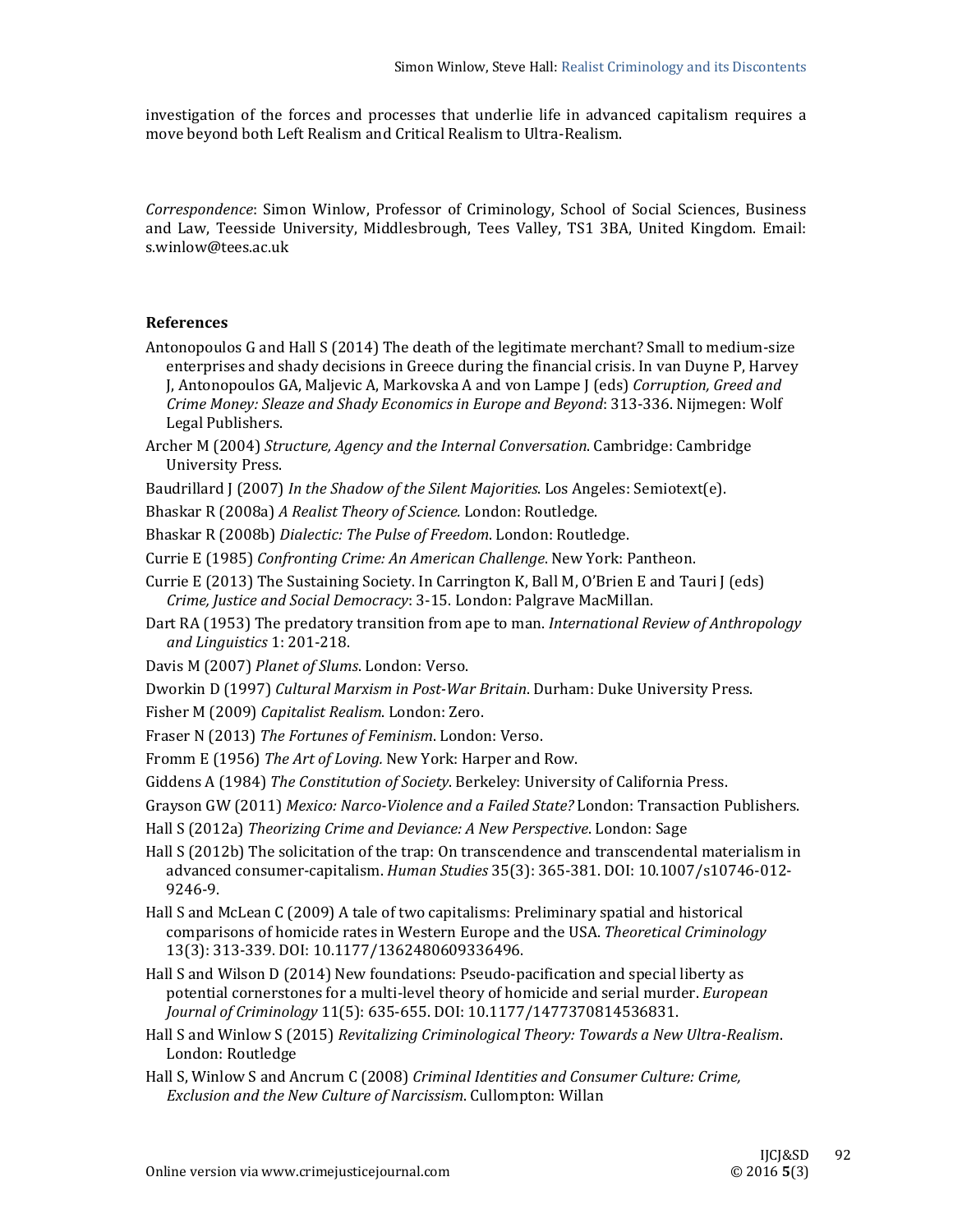investigation of the forces and processes that underlie life in advanced capitalism requires a move beyond both Left Realism and Critical Realism to Ultra-Realism.

*Correspondence*: Simon Winlow, Professor of Criminology, School of Social Sciences, Business and Law, Teesside University, Middlesbrough, Tees Valley, TS1 3BA, United Kingdom. Email: s.winlow@tees.ac.uk

### References

Antonopoulos G and Hall S (2014) The death of the legitimate merchant? Small to medium-size enterprises and shady decisions in Greece during the financial crisis. In van Duyne P, Harvey J, Antonopoulos GA, Maljevic A, Markovska A and von Lampe J (eds) *Corruption, Greed and Crime Money: Sleaze and Shady Economics in Europe and Beyond*: 313-336. Nijmegen: Wolf Legal Publishers.

Archer M (2004) *Structure, Agency and the Internal Conversation*. Cambridge: Cambridge University Press.

Baudrillard J (2007) *In the Shadow of the Silent Majorities*. Los Angeles: Semiotext(e).

Bhaskar R (2008a) *A Realist Theory of Science.* London: Routledge.

Bhaskar R (2008b) *Dialectic: The Pulse of Freedom*. London: Routledge.

Currie E (1985) *Confronting Crime: An American Challenge*. New York: Pantheon.

Currie E (2013) The Sustaining Society. In Carrington K, Ball M, O'Brien E and Tauri J (eds) *Crime, Justice and Social Democracy*: 3-15. London: Palgrave MacMillan.

Dart RA (1953) The predatory transition from ape to man. *International Review of Anthropology and Linguistics* 1: 201-218.

Davis M (2007) *Planet of Slums*. London: Verso.

Dworkin D (1997) *Cultural Marxism in Post-War Britain*. Durham: Duke University Press.

Fisher M (2009) *Capitalist Realism.* London: Zero.

Fraser N (2013) *The Fortunes of Feminism*. London: Verso.

Fromm E (1956) *The Art of Loving.* New York: Harper and Row.

Giddens A (1984) *The Constitution of Society*. Berkeley: University of California Press.

Grayson GW (2011) *Mexico: Narco-Violence and a Failed State?* London: Transaction Publishers.

Hall S (2012a) *Theorizing Crime and Deviance: A New Perspective*. London: Sage

Hall S (2012b) The solicitation of the trap: On transcendence and transcendental materialism in advanced consumer-capitalism. *Human Studies* 35(3): 365-381. DOI: 10.1007/s10746-012-9246-9.

Hall S and McLean C (2009) A tale of two capitalisms: Preliminary spatial and historical comparisons of homicide rates in Western Europe and the USA. *Theoretical Criminology* 13(3): 313-339. DOI: 10.1177/1362480609336496.

Hall S and Wilson D (2014) New foundations: Pseudo-pacification and special liberty as potential cornerstones for a multi-level theory of homicide and serial murder. *European Journal of Criminology* 11(5): 635-655. DOI: 10.1177/1477370814536831.

Hall S and Winlow S (2015) *Revitalizing Criminological Theory: Towards a New Ultra-Realism*. London: Routledge

Hall S, Winlow S and Ancrum C (2008) *Criminal Identities and Consumer Culture: Crime, Exclusion and the New Culture of Narcissism*. Cullompton: Willan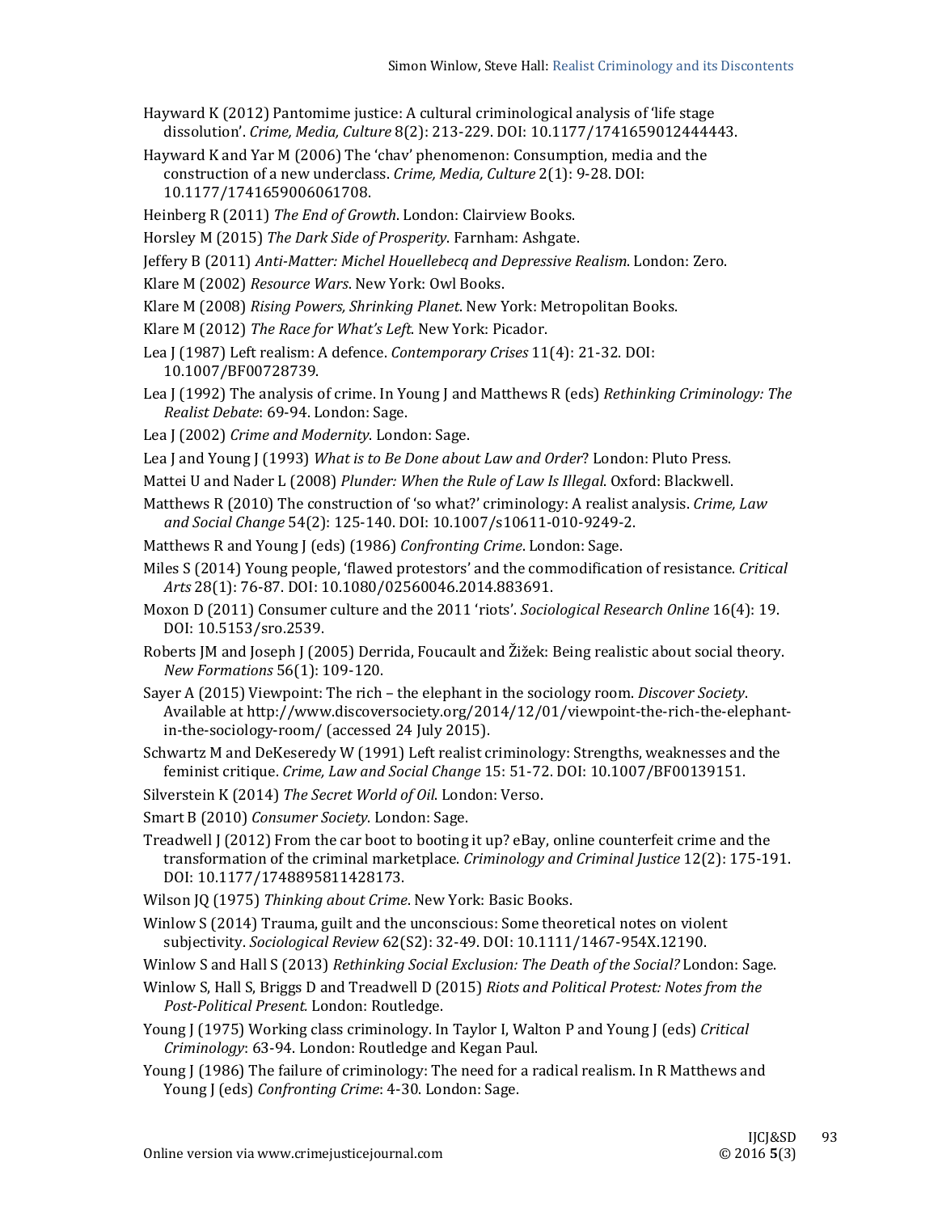Hayward K (2012) Pantomime justice: A cultural criminological analysis of 'life stage dissolution'. *Crime, Media, Culture* 8(2): 213-229. DOI: 10.1177/1741659012444443.

Hayward K and Yar M (2006) The 'chav' phenomenon: Consumption, media and the construction of a new underclass. *Crime, Media, Culture* 2(1): 9-28. DOI: 10.1177/1741659006061708.

Heinberg R (2011) *The End of Growth*. London: Clairview Books.

Horsley M (2015) *The Dark Side of Prosperity*. Farnham: Ashgate.

Jeffery B (2011) *Anti-Matter: Michel Houellebecq and Depressive Realism*. London: Zero.

Klare M (2002) *Resource Wars*. New York: Owl Books.

Klare M (2008) *Rising Powers, Shrinking Planet*. New York: Metropolitan Books.

Klare M (2012) *The Race for What's Left*. New York: Picador.

Lea J (1987) Left realism: A defence. *Contemporary Crises* 11(4): 21-32. DOI: 10.1007/BF00728739.

Lea J (1992) The analysis of crime. In Young J and Matthews R (eds) *Rethinking Criminology: The Realist Debate*: 69-94. London: Sage.

Lea J (2002) *Crime and Modernity*. London: Sage.

Lea J and Young J (1993) *What is to Be Done about Law and Order*? London: Pluto Press.

Mattei U and Nader L (2008) *Plunder: When the Rule of Law Is Illegal*. Oxford: Blackwell.

Matthews R (2010) The construction of 'so what?' criminology: A realist analysis. *Crime, Law and Social Change* 54(2): 125-140. DOI: 10.1007/s10611-010-9249-2.

Matthews R and Young J (eds) (1986) *Confronting Crime*. London: Sage.

Miles S (2014) Young people, 'flawed protestors' and the commodification of resistance. *Critical Arts* 28(1): 76-87. DOI: 10.1080/02560046.2014.883691.

Moxon D (2011) Consumer culture and the 2011 'riots'. *Sociological Research Online* 16(4): 19. DOI: 10.5153/sro.2539.

Roberts JM and Joseph J (2005) Derrida, Foucault and Žižek: Being realistic about social theory. *New Formations* 56(1): 109-120.

Sayer A (2015) Viewpoint: The rich – the elephant in the sociology room. *Discover Society*. Available at http://www.discoversociety.org/2014/12/01/viewpoint-the-rich-the-elephant-in-the-sociology-room/ (accessed 24 July 2015).

Schwartz M and DeKeseredy W (1991) Left realist criminology: Strengths, weaknesses and the feminist critique. *Crime, Law and Social Change* 15: 51-72. DOI: 10.1007/BF00139151.

Silverstein K (2014) *The Secret World of Oil*. London: Verso.

Smart B (2010) *Consumer Society*. London: Sage.

Treadwell J (2012) From the car boot to booting it up? eBay, online counterfeit crime and the transformation of the criminal marketplace. *Criminology and Criminal Justice* 12(2): 175-191. DOI: 10.1177/1748895811428173.

Wilson JQ (1975) *Thinking about Crime*. New York: Basic Books.

Winlow S (2014) Trauma, guilt and the unconscious: Some theoretical notes on violent subjectivity. *Sociological Review* 62(S2): 32-49. DOI: 10.1111/1467-954X.12190.

Winlow S and Hall S (2013) *Rethinking Social Exclusion: The Death of the Social?* London: Sage.

Winlow S, Hall S, Briggs D and Treadwell D (2015) *Riots and Political Protest: Notes from the Post-Political Present.* London: Routledge.

Young J (1975) Working class criminology. In Taylor I, Walton P and Young J (eds) *Critical Criminology*: 63-94. London: Routledge and Kegan Paul.

Young J (1986) The failure of criminology: The need for a radical realism. In R Matthews and Young J (eds) *Confronting Crime*: 4-30. London: Sage.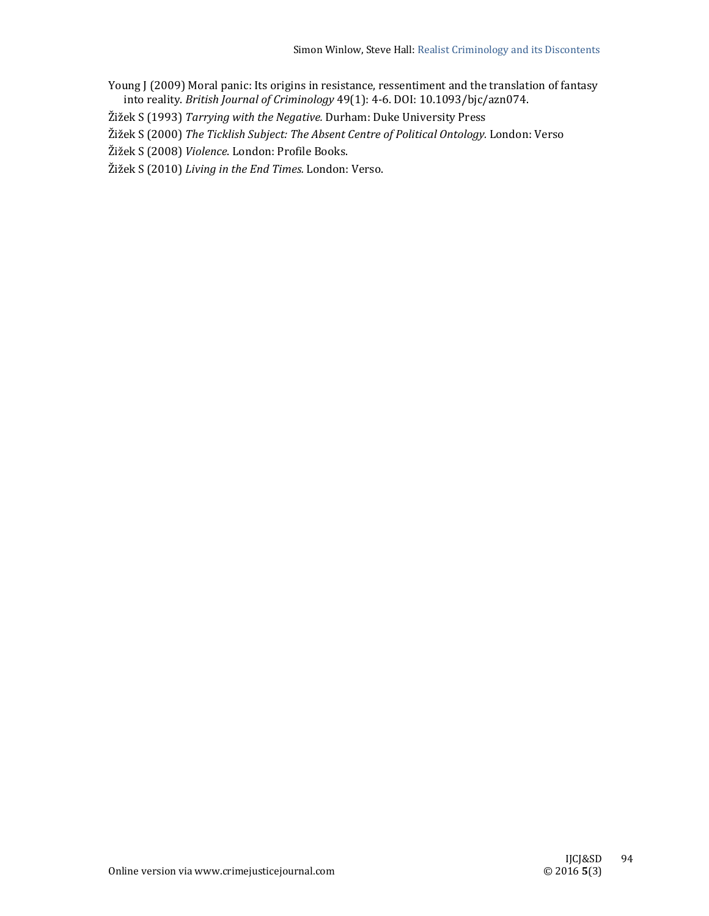Young J (2009) Moral panic: Its origins in resistance, ressentiment and the translation of fantasy into reality. *British Journal of Criminology* 49(1): 4-6. DOI: 10.1093/bjc/azn074.

Žižek S (1993) *Tarrying with the Negative.* Durham: Duke University Press

Žižek S (2000) *The Ticklish Subject: The Absent Centre of Political Ontology.* London: Verso

Žižek S (2008) *Violence*. London: Profile Books.

Žižek S (2010) *Living in the End Times.* London: Verso.